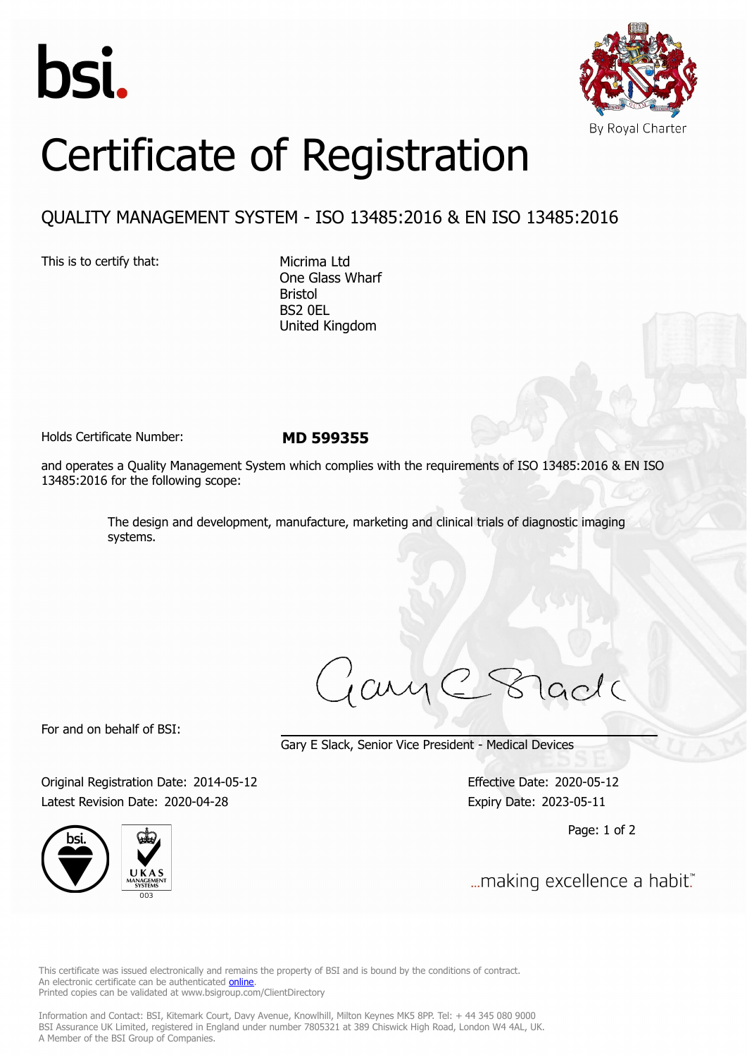bsi.

By Royal Charter

# Certificate of Registration

## QUALITY MANAGEMENT SYSTEM - ISO 13485:2016 & EN ISO 13485:2016

This is to certify that:

Micrima Ltd
One Glass Wharf
Bristol
BS2 0EL
United Kingdom

Holds Certificate Number: **MD 599355**

and operates a Quality Management System which complies with the requirements of ISO 13485:2016 & EN ISO 13485:2016 for the following scope:

> The design and development, manufacture, marketing and clinical trials of diagnostic imaging systems.

For and on behalf of BSI:

Gary E Slack, Senior Vice President - Medical Devices

Original Registration Date: 2014-05-12
Latest Revision Date: 2020-04-28

Effective Date: 2020-05-12
Expiry Date: 2023-05-11

...making excellence a habit.™

This certificate was issued electronically and remains the property of BSI and is bound by the conditions of contract.
An electronic certificate can be authenticated online.
Printed copies can be validated at www.bsigroup.com/ClientDirectory

Information and Contact: BSI, Kitemark Court, Davy Avenue, Knowlhill, Milton Keynes MK5 8PP. Tel: + 44 345 080 9000
BSI Assurance UK Limited, registered in England under number 7805321 at 389 Chiswick High Road, London W4 4AL, UK.
A Member of the BSI Group of Companies.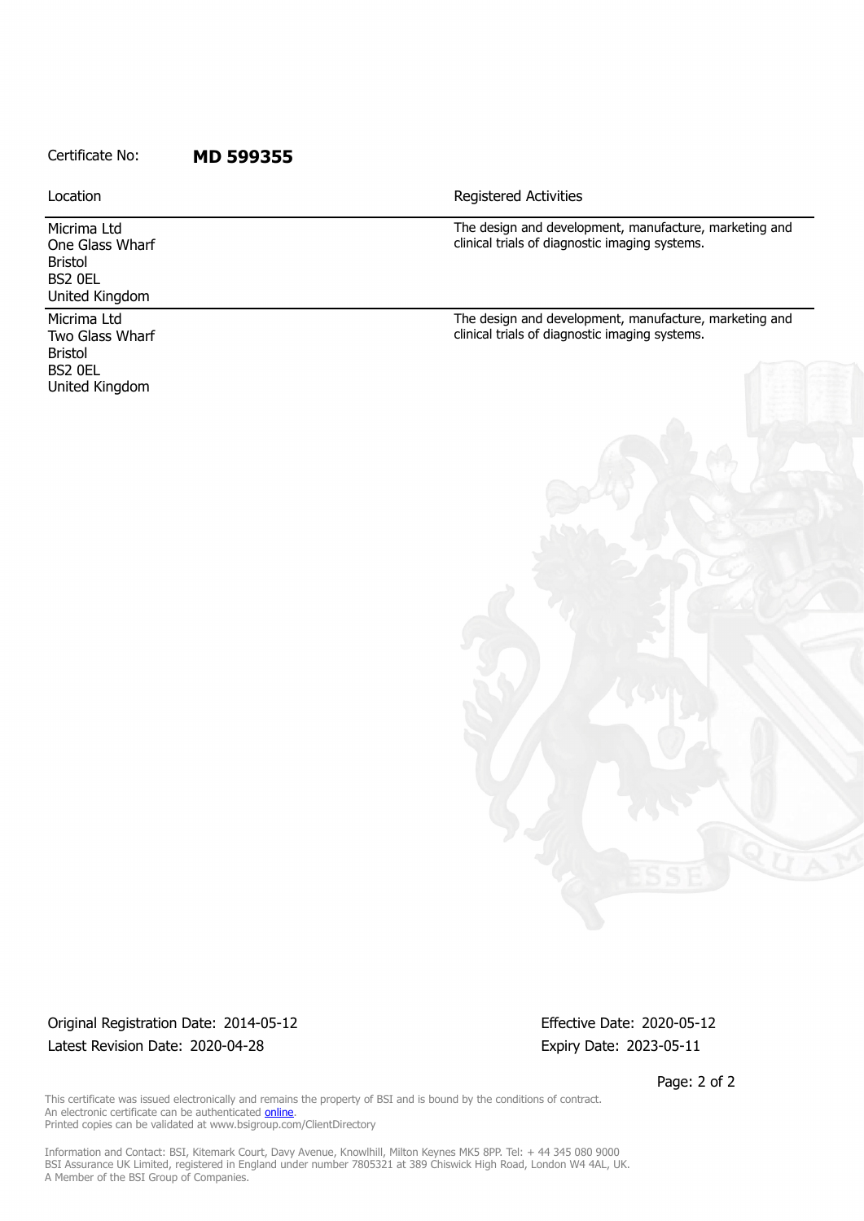Certificate No: **MD 599355**

| Location | Registered Activities |
| --- | --- |
| Micrima Ltd<br>One Glass Wharf<br>Bristol<br>BS2 0EL<br>United Kingdom | The design and development, manufacture, marketing and clinical trials of diagnostic imaging systems. |
| Micrima Ltd<br>Two Glass Wharf<br>Bristol<br>BS2 0EL<br>United Kingdom | The design and development, manufacture, marketing and clinical trials of diagnostic imaging systems. |

Original Registration Date: 2014-05-12

Latest Revision Date: 2020-04-28

Effective Date: 2020-05-12

Expiry Date: 2023-05-11

This certificate was issued electronically and remains the property of BSI and is bound by the conditions of contract.
An electronic certificate can be authenticated online.
Printed copies can be validated at www.bsigroup.com/ClientDirectory

Information and Contact: BSI, Kitemark Court, Davy Avenue, Knowlhill, Milton Keynes MK5 8PP. Tel: + 44 345 080 9000
BSI Assurance UK Limited, registered in England under number 7805321 at 389 Chiswick High Road, London W4 4AL, UK.
A Member of the BSI Group of Companies.